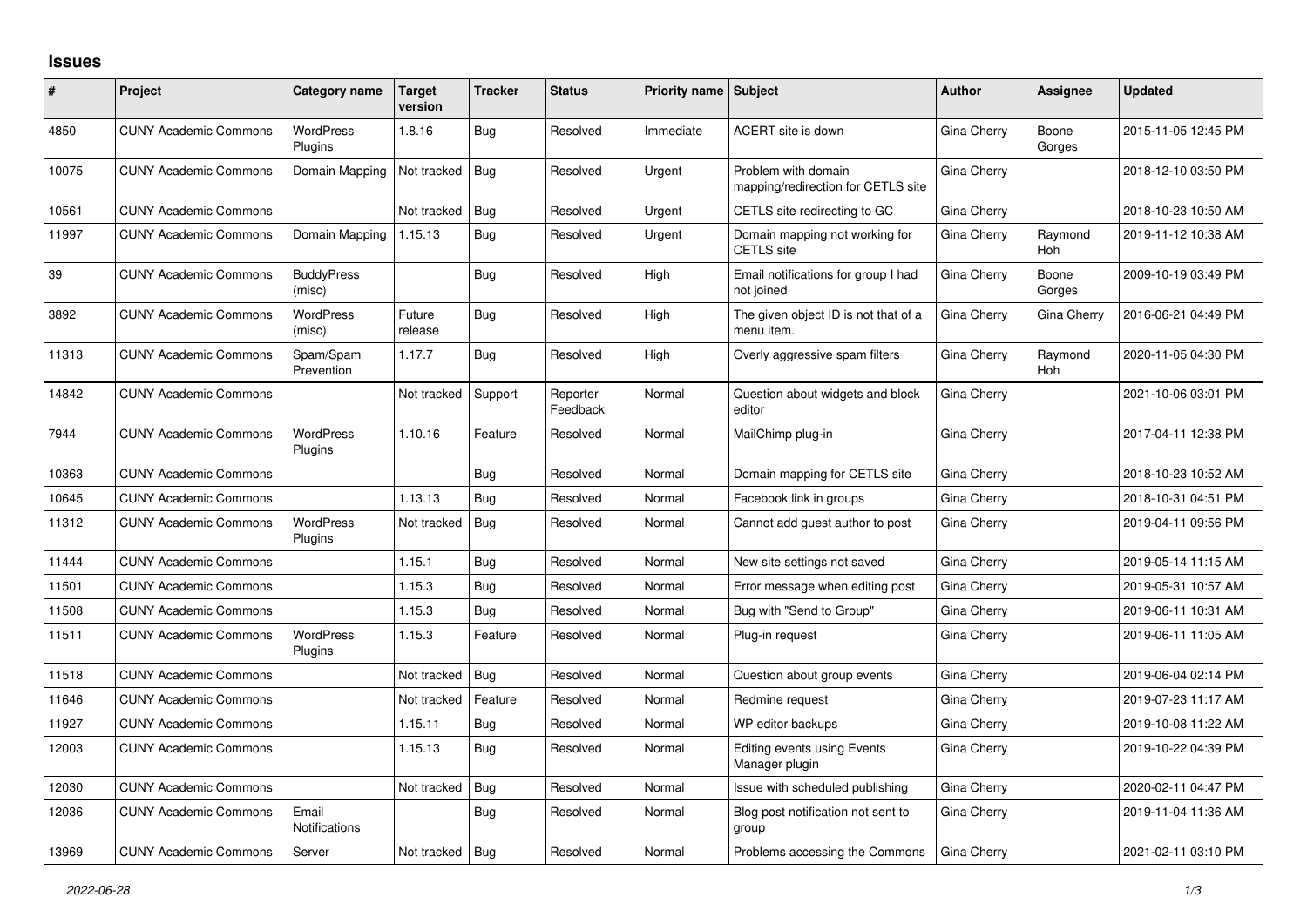# Issues

| # | Project | Category name | Target version | Tracker | Status | Priority name | Subject | Author | Assignee | Updated |
|---|---|---|---|---|---|---|---|---|---|---|
| 4850 | CUNY Academic Commons | WordPress Plugins | 1.8.16 | Bug | Resolved | Immediate | ACERT site is down | Gina Cherry | Boone Gorges | 2015-11-05 12:45 PM |
| 10075 | CUNY Academic Commons | Domain Mapping | Not tracked | Bug | Resolved | Urgent | Problem with domain mapping/redirection for CETLS site | Gina Cherry | | 2018-12-10 03:50 PM |
| 10561 | CUNY Academic Commons | | Not tracked | Bug | Resolved | Urgent | CETLS site redirecting to GC | Gina Cherry | | 2018-10-23 10:50 AM |
| 11997 | CUNY Academic Commons | Domain Mapping | 1.15.13 | Bug | Resolved | Urgent | Domain mapping not working for CETLS site | Gina Cherry | Raymond Hoh | 2019-11-12 10:38 AM |
| 39 | CUNY Academic Commons | BuddyPress (misc) | | Bug | Resolved | High | Email notifications for group I had not joined | Gina Cherry | Boone Gorges | 2009-10-19 03:49 PM |
| 3892 | CUNY Academic Commons | WordPress (misc) | Future release | Bug | Resolved | High | The given object ID is not that of a menu item. | Gina Cherry | Gina Cherry | 2016-06-21 04:49 PM |
| 11313 | CUNY Academic Commons | Spam/Spam Prevention | 1.17.7 | Bug | Resolved | High | Overly aggressive spam filters | Gina Cherry | Raymond Hoh | 2020-11-05 04:30 PM |
| 14842 | CUNY Academic Commons | | Not tracked | Support | Reporter Feedback | Normal | Question about widgets and block editor | Gina Cherry | | 2021-10-06 03:01 PM |
| 7944 | CUNY Academic Commons | WordPress Plugins | 1.10.16 | Feature | Resolved | Normal | MailChimp plug-in | Gina Cherry | | 2017-04-11 12:38 PM |
| 10363 | CUNY Academic Commons | | | Bug | Resolved | Normal | Domain mapping for CETLS site | Gina Cherry | | 2018-10-23 10:52 AM |
| 10645 | CUNY Academic Commons | | 1.13.13 | Bug | Resolved | Normal | Facebook link in groups | Gina Cherry | | 2018-10-31 04:51 PM |
| 11312 | CUNY Academic Commons | WordPress Plugins | Not tracked | Bug | Resolved | Normal | Cannot add guest author to post | Gina Cherry | | 2019-04-11 09:56 PM |
| 11444 | CUNY Academic Commons | | 1.15.1 | Bug | Resolved | Normal | New site settings not saved | Gina Cherry | | 2019-05-14 11:15 AM |
| 11501 | CUNY Academic Commons | | 1.15.3 | Bug | Resolved | Normal | Error message when editing post | Gina Cherry | | 2019-05-31 10:57 AM |
| 11508 | CUNY Academic Commons | | 1.15.3 | Bug | Resolved | Normal | Bug with "Send to Group" | Gina Cherry | | 2019-06-11 10:31 AM |
| 11511 | CUNY Academic Commons | WordPress Plugins | 1.15.3 | Feature | Resolved | Normal | Plug-in request | Gina Cherry | | 2019-06-11 11:05 AM |
| 11518 | CUNY Academic Commons | | Not tracked | Bug | Resolved | Normal | Question about group events | Gina Cherry | | 2019-06-04 02:14 PM |
| 11646 | CUNY Academic Commons | | Not tracked | Feature | Resolved | Normal | Redmine request | Gina Cherry | | 2019-07-23 11:17 AM |
| 11927 | CUNY Academic Commons | | 1.15.11 | Bug | Resolved | Normal | WP editor backups | Gina Cherry | | 2019-10-08 11:22 AM |
| 12003 | CUNY Academic Commons | | 1.15.13 | Bug | Resolved | Normal | Editing events using Events Manager plugin | Gina Cherry | | 2019-10-22 04:39 PM |
| 12030 | CUNY Academic Commons | | Not tracked | Bug | Resolved | Normal | Issue with scheduled publishing | Gina Cherry | | 2020-02-11 04:47 PM |
| 12036 | CUNY Academic Commons | Email Notifications | | Bug | Resolved | Normal | Blog post notification not sent to group | Gina Cherry | | 2019-11-04 11:36 AM |
| 13969 | CUNY Academic Commons | Server | Not tracked | Bug | Resolved | Normal | Problems accessing the Commons | Gina Cherry | | 2021-02-11 03:10 PM |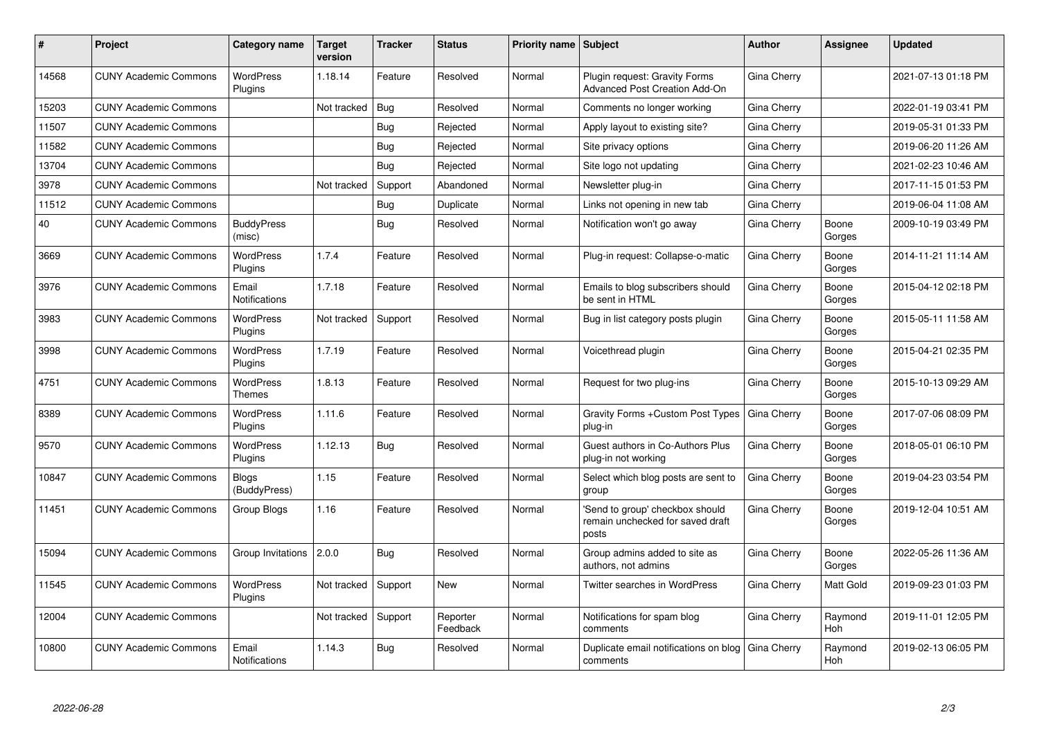| # | Project | Category name | Target version | Tracker | Status | Priority name | Subject | Author | Assignee | Updated |
|---|---|---|---|---|---|---|---|---|---|---|
| 14568 | CUNY Academic Commons | WordPress Plugins | 1.18.14 | Feature | Resolved | Normal | Plugin request: Gravity Forms Advanced Post Creation Add-On | Gina Cherry | | 2021-07-13 01:18 PM |
| 15203 | CUNY Academic Commons | | Not tracked | Bug | Resolved | Normal | Comments no longer working | Gina Cherry | | 2022-01-19 03:41 PM |
| 11507 | CUNY Academic Commons | | | Bug | Rejected | Normal | Apply layout to existing site? | Gina Cherry | | 2019-05-31 01:33 PM |
| 11582 | CUNY Academic Commons | | | Bug | Rejected | Normal | Site privacy options | Gina Cherry | | 2019-06-20 11:26 AM |
| 13704 | CUNY Academic Commons | | | Bug | Rejected | Normal | Site logo not updating | Gina Cherry | | 2021-02-23 10:46 AM |
| 3978 | CUNY Academic Commons | | Not tracked | Support | Abandoned | Normal | Newsletter plug-in | Gina Cherry | | 2017-11-15 01:53 PM |
| 11512 | CUNY Academic Commons | | | Bug | Duplicate | Normal | Links not opening in new tab | Gina Cherry | | 2019-06-04 11:08 AM |
| 40 | CUNY Academic Commons | BuddyPress (misc) | | Bug | Resolved | Normal | Notification won't go away | Gina Cherry | Boone Gorges | 2009-10-19 03:49 PM |
| 3669 | CUNY Academic Commons | WordPress Plugins | 1.7.4 | Feature | Resolved | Normal | Plug-in request: Collapse-o-matic | Gina Cherry | Boone Gorges | 2014-11-21 11:14 AM |
| 3976 | CUNY Academic Commons | Email Notifications | 1.7.18 | Feature | Resolved | Normal | Emails to blog subscribers should be sent in HTML | Gina Cherry | Boone Gorges | 2015-04-12 02:18 PM |
| 3983 | CUNY Academic Commons | WordPress Plugins | Not tracked | Support | Resolved | Normal | Bug in list category posts plugin | Gina Cherry | Boone Gorges | 2015-05-11 11:58 AM |
| 3998 | CUNY Academic Commons | WordPress Plugins | 1.7.19 | Feature | Resolved | Normal | Voicethread plugin | Gina Cherry | Boone Gorges | 2015-04-21 02:35 PM |
| 4751 | CUNY Academic Commons | WordPress Themes | 1.8.13 | Feature | Resolved | Normal | Request for two plug-ins | Gina Cherry | Boone Gorges | 2015-10-13 09:29 AM |
| 8389 | CUNY Academic Commons | WordPress Plugins | 1.11.6 | Feature | Resolved | Normal | Gravity Forms +Custom Post Types plug-in | Gina Cherry | Boone Gorges | 2017-07-06 08:09 PM |
| 9570 | CUNY Academic Commons | WordPress Plugins | 1.12.13 | Bug | Resolved | Normal | Guest authors in Co-Authors Plus plug-in not working | Gina Cherry | Boone Gorges | 2018-05-01 06:10 PM |
| 10847 | CUNY Academic Commons | Blogs (BuddyPress) | 1.15 | Feature | Resolved | Normal | Select which blog posts are sent to group | Gina Cherry | Boone Gorges | 2019-04-23 03:54 PM |
| 11451 | CUNY Academic Commons | Group Blogs | 1.16 | Feature | Resolved | Normal | 'Send to group' checkbox should remain unchecked for saved draft posts | Gina Cherry | Boone Gorges | 2019-12-04 10:51 AM |
| 15094 | CUNY Academic Commons | Group Invitations | 2.0.0 | Bug | Resolved | Normal | Group admins added to site as authors, not admins | Gina Cherry | Boone Gorges | 2022-05-26 11:36 AM |
| 11545 | CUNY Academic Commons | WordPress Plugins | Not tracked | Support | New | Normal | Twitter searches in WordPress | Gina Cherry | Matt Gold | 2019-09-23 01:03 PM |
| 12004 | CUNY Academic Commons | | Not tracked | Support | Reporter Feedback | Normal | Notifications for spam blog comments | Gina Cherry | Raymond Hoh | 2019-11-01 12:05 PM |
| 10800 | CUNY Academic Commons | Email Notifications | 1.14.3 | Bug | Resolved | Normal | Duplicate email notifications on blog comments | Gina Cherry | Raymond Hoh | 2019-02-13 06:05 PM |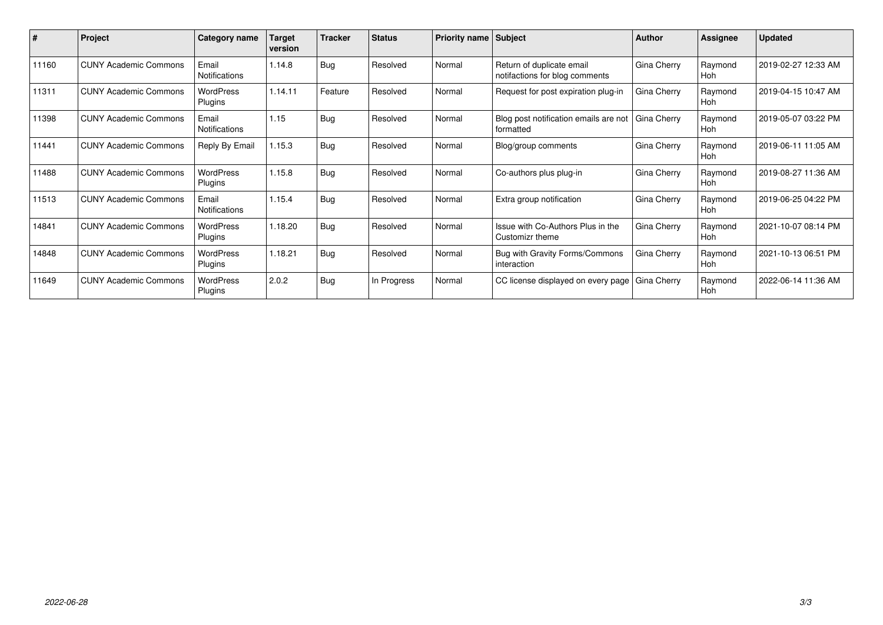| # | Project | Category name | Target version | Tracker | Status | Priority name | Subject | Author | Assignee | Updated |
|---|---|---|---|---|---|---|---|---|---|---|
| 11160 | CUNY Academic Commons | Email Notifications | 1.14.8 | Bug | Resolved | Normal | Return of duplicate email notifactions for blog comments | Gina Cherry | Raymond Hoh | 2019-02-27 12:33 AM |
| 11311 | CUNY Academic Commons | WordPress Plugins | 1.14.11 | Feature | Resolved | Normal | Request for post expiration plug-in | Gina Cherry | Raymond Hoh | 2019-04-15 10:47 AM |
| 11398 | CUNY Academic Commons | Email Notifications | 1.15 | Bug | Resolved | Normal | Blog post notification emails are not formatted | Gina Cherry | Raymond Hoh | 2019-05-07 03:22 PM |
| 11441 | CUNY Academic Commons | Reply By Email | 1.15.3 | Bug | Resolved | Normal | Blog/group comments | Gina Cherry | Raymond Hoh | 2019-06-11 11:05 AM |
| 11488 | CUNY Academic Commons | WordPress Plugins | 1.15.8 | Bug | Resolved | Normal | Co-authors plus plug-in | Gina Cherry | Raymond Hoh | 2019-08-27 11:36 AM |
| 11513 | CUNY Academic Commons | Email Notifications | 1.15.4 | Bug | Resolved | Normal | Extra group notification | Gina Cherry | Raymond Hoh | 2019-06-25 04:22 PM |
| 14841 | CUNY Academic Commons | WordPress Plugins | 1.18.20 | Bug | Resolved | Normal | Issue with Co-Authors Plus in the Customizr theme | Gina Cherry | Raymond Hoh | 2021-10-07 08:14 PM |
| 14848 | CUNY Academic Commons | WordPress Plugins | 1.18.21 | Bug | Resolved | Normal | Bug with Gravity Forms/Commons interaction | Gina Cherry | Raymond Hoh | 2021-10-13 06:51 PM |
| 11649 | CUNY Academic Commons | WordPress Plugins | 2.0.2 | Bug | In Progress | Normal | CC license displayed on every page | Gina Cherry | Raymond Hoh | 2022-06-14 11:36 AM |